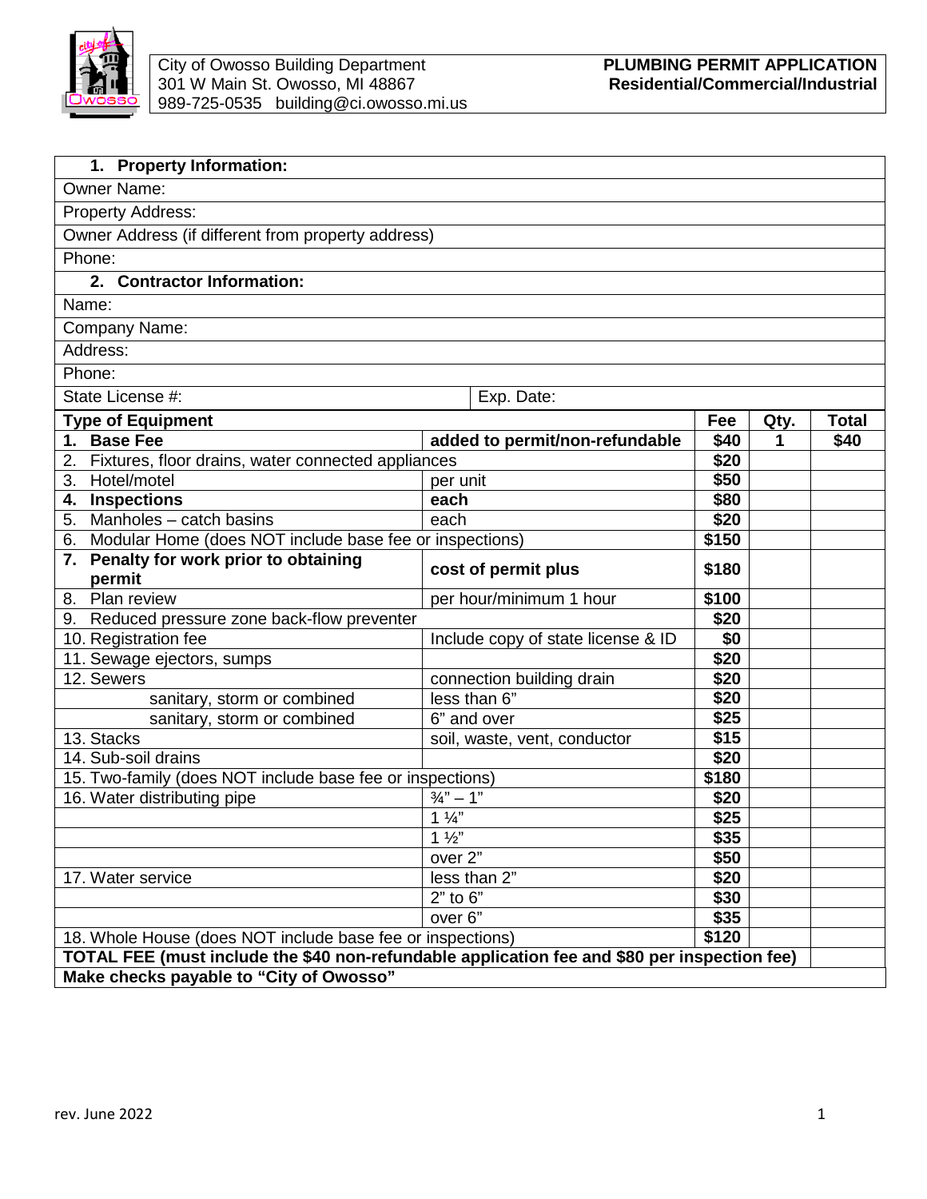City of Owosso Building Department
301 W Main St. Owosso, MI 48867
989-725-0535 building@ci.owosso.mi.us

**PLUMBING PERMIT APPLICATION**
**Residential/Commercial/Industrial**

| **1. Property Information:** | |
|---|---|
| Owner Name: | |
| Property Address: | |
| Owner Address (if different from property address) | |
| Phone: | |
| **2. Contractor Information:** | |
| Name: | |
| Company Name: | |
| Address: | |
| Phone: | |
| State License #: | Exp. Date: |

| **Type of Equipment** | | **Fee** | **Qty.** | **Total** |
|---|---|---|---|---|
| **1. Base Fee** | **added to permit/non-refundable** | **$40** | **1** | **$40** |
| 2. Fixtures, floor drains, water connected appliances | | **$20** | | |
| 3. Hotel/motel | per unit | **$50** | | |
| **4. Inspections** | **each** | **$80** | | |
| 5. Manholes – catch basins | each | **$20** | | |
| 6. Modular Home (does NOT include base fee or inspections) | | **$150** | | |
| **7. Penalty for work prior to obtaining permit** | **cost of permit plus** | **$180** | | |
| 8. Plan review | per hour/minimum 1 hour | **$100** | | |
| 9. Reduced pressure zone back-flow preventer | | **$20** | | |
| 10. Registration fee | Include copy of state license & ID | **$0** | | |
| 11. Sewage ejectors, sumps | | **$20** | | |
| 12. Sewers | connection building drain | **$20** | | |
| sanitary, storm or combined | less than 6" | **$20** | | |
| sanitary, storm or combined | 6" and over | **$25** | | |
| 13. Stacks | soil, waste, vent, conductor | **$15** | | |
| 14. Sub-soil drains | | **$20** | | |
| 15. Two-family (does NOT include base fee or inspections) | | **$180** | | |
| 16. Water distributing pipe | ¾" – 1" | **$20** | | |
| | 1 ¼" | **$25** | | |
| | 1 ½" | **$35** | | |
| | over 2" | **$50** | | |
| 17. Water service | less than 2" | **$20** | | |
| | 2" to 6" | **$30** | | |
| | over 6" | **$35** | | |
| 18. Whole House (does NOT include base fee or inspections) | | **$120** | | |
| **TOTAL FEE (must include the $40 non-refundable application fee and $80 per inspection fee)** | | | | |
| **Make checks payable to "City of Owosso"** | | | | |

rev. June 2022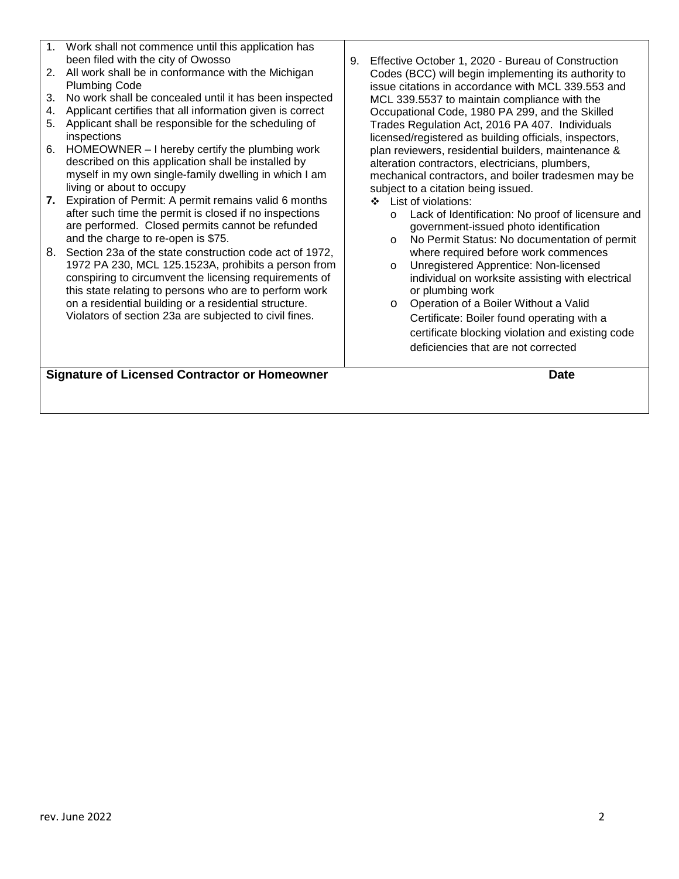1. Work shall not commence until this application has been filed with the city of Owosso
2. All work shall be in conformance with the Michigan Plumbing Code
3. No work shall be concealed until it has been inspected
4. Applicant certifies that all information given is correct
5. Applicant shall be responsible for the scheduling of inspections
6. HOMEOWNER – I hereby certify the plumbing work described on this application shall be installed by myself in my own single-family dwelling in which I am living or about to occupy
7. Expiration of Permit: A permit remains valid 6 months after such time the permit is closed if no inspections are performed. Closed permits cannot be refunded and the charge to re-open is $75.
8. Section 23a of the state construction code act of 1972, 1972 PA 230, MCL 125.1523A, prohibits a person from conspiring to circumvent the licensing requirements of this state relating to persons who are to perform work on a residential building or a residential structure. Violators of section 23a are subjected to civil fines.
9. Effective October 1, 2020 - Bureau of Construction Codes (BCC) will begin implementing its authority to issue citations in accordance with MCL 339.553 and MCL 339.5537 to maintain compliance with the Occupational Code, 1980 PA 299, and the Skilled Trades Regulation Act, 2016 PA 407. Individuals licensed/registered as building officials, inspectors, plan reviewers, residential builders, maintenance & alteration contractors, electricians, plumbers, mechanical contractors, and boiler tradesmen may be subject to a citation being issued.
   - List of violations:
     - Lack of Identification: No proof of licensure and government-issued photo identification
     - No Permit Status: No documentation of permit where required before work commences
     - Unregistered Apprentice: Non-licensed individual on worksite assisting with electrical or plumbing work
     - Operation of a Boiler Without a Valid Certificate: Boiler found operating with a certificate blocking violation and existing code deficiencies that are not corrected

| **Signature of Licensed Contractor or Homeowner** | **Date** |
|---|---|
| | |

rev. June 2022